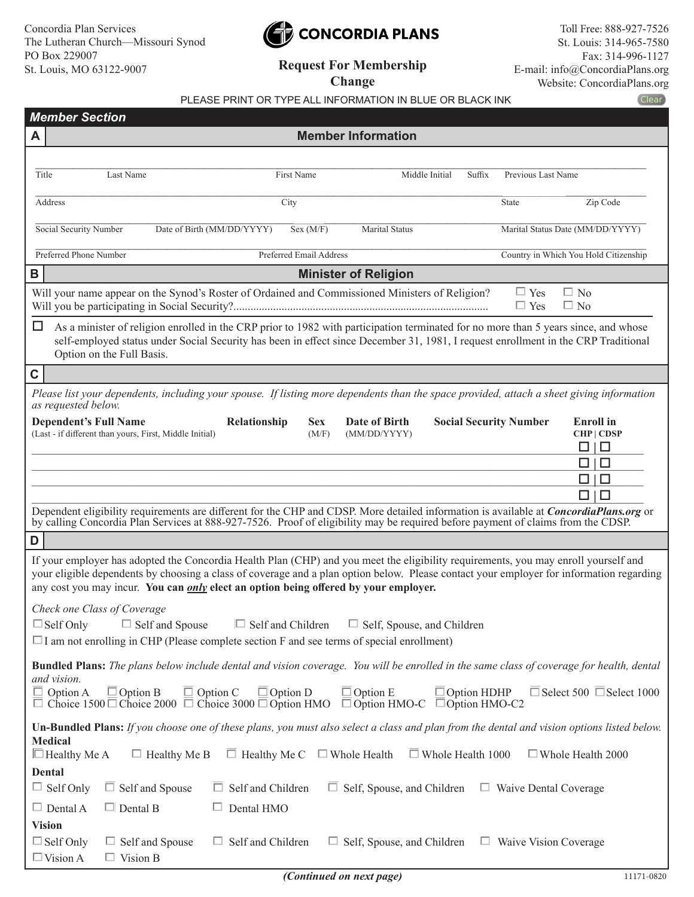Concordia Plan Services
The Lutheran Church—Missouri Synod
PO Box 229007
St. Louis, MO 63122-9007

**CONCORDIA PLANS**

## Request For Membership Change

Toll Free: 888-927-7526
St. Louis: 314-965-7580
Fax: 314-996-1127
E-mail: info@ConcordiaPlans.org
Website: ConcordiaPlans.org

PLEASE PRINT OR TYPE ALL INFORMATION IN BLUE OR BLACK INK

Clear

## *Member Section*

### A Member Information

Title ______ Last Name ______ First Name ______ Middle Initial ______ Suffix ______ Previous Last Name ______

Address ______ City ______ State ______ Zip Code ______

Social Security Number ______ Date of Birth (MM/DD/YYYY) ______ Sex (M/F) ______ Marital Status ______ Marital Status Date (MM/DD/YYYY) ______

Preferred Phone Number ______ Preferred Email Address ______ Country in Which You Hold Citizenship ______

### B Minister of Religion

Will your name appear on the Synod's Roster of Ordained and Commissioned Ministers of Religion? ☐ Yes ☐ No
Will you be participating in Social Security?.......................................................................................... ☐ Yes ☐ No

☐ As a minister of religion enrolled in the CRP prior to 1982 with participation terminated for no more than 5 years since, and whose self-employed status under Social Security has been in effect since December 31, 1981, I request enrollment in the CRP Traditional Option on the Full Basis.

### C

*Please list your dependents, including your spouse. If listing more dependents than the space provided, attach a sheet giving information as requested below.*

| Dependent's Full Name (Last - if different than yours, First, Middle Initial) | Relationship | Sex (M/F) | Date of Birth (MM/DD/YYYY) | Social Security Number | Enroll in CHP \| CDSP |
|---|---|---|---|---|---|
| | | | | | ☐ \| ☐ |
| | | | | | ☐ \| ☐ |
| | | | | | ☐ \| ☐ |
| | | | | | ☐ \| ☐ |

Dependent eligibility requirements are different for the CHP and CDSP. More detailed information is available at ***ConcordiaPlans.org*** or by calling Concordia Plan Services at 888-927-7526. Proof of eligibility may be required before payment of claims from the CDSP.

### D

If your employer has adopted the Concordia Health Plan (CHP) and you meet the eligibility requirements, you may enroll yourself and your eligible dependents by choosing a class of coverage and a plan option below. Please contact your employer for information regarding any cost you may incur. **You can *only* elect an option being offered by your employer.**

*Check one Class of Coverage*

☐ Self Only ☐ Self and Spouse ☐ Self and Children ☐ Self, Spouse, and Children

☐ I am not enrolling in CHP (Please complete section F and see terms of special enrollment)

**Bundled Plans:** *The plans below include dental and vision coverage. You will be enrolled in the same class of coverage for health, dental and vision.*

☐ Option A ☐ Option B ☐ Option C ☐ Option D ☐ Option E ☐ Option HDHP ☐ Select 500 ☐ Select 1000
☐ Choice 1500 ☐ Choice 2000 ☐ Choice 3000 ☐ Option HMO ☐ Option HMO-C ☐ Option HMO-C2

**Un-Bundled Plans:** *If you choose one of these plans, you must also select a class and plan from the dental and vision options listed below.*

**Medical**

☐ Healthy Me A ☐ Healthy Me B ☐ Healthy Me C ☐ Whole Health ☐ Whole Health 1000 ☐ Whole Health 2000

**Dental**

☐ Self Only ☐ Self and Spouse ☐ Self and Children ☐ Self, Spouse, and Children ☐ Waive Dental Coverage

☐ Dental A ☐ Dental B ☐ Dental HMO

**Vision**

☐ Self Only ☐ Self and Spouse ☐ Self and Children ☐ Self, Spouse, and Children ☐ Waive Vision Coverage

☐ Vision A ☐ Vision B

*(Continued on next page)*

11171-0820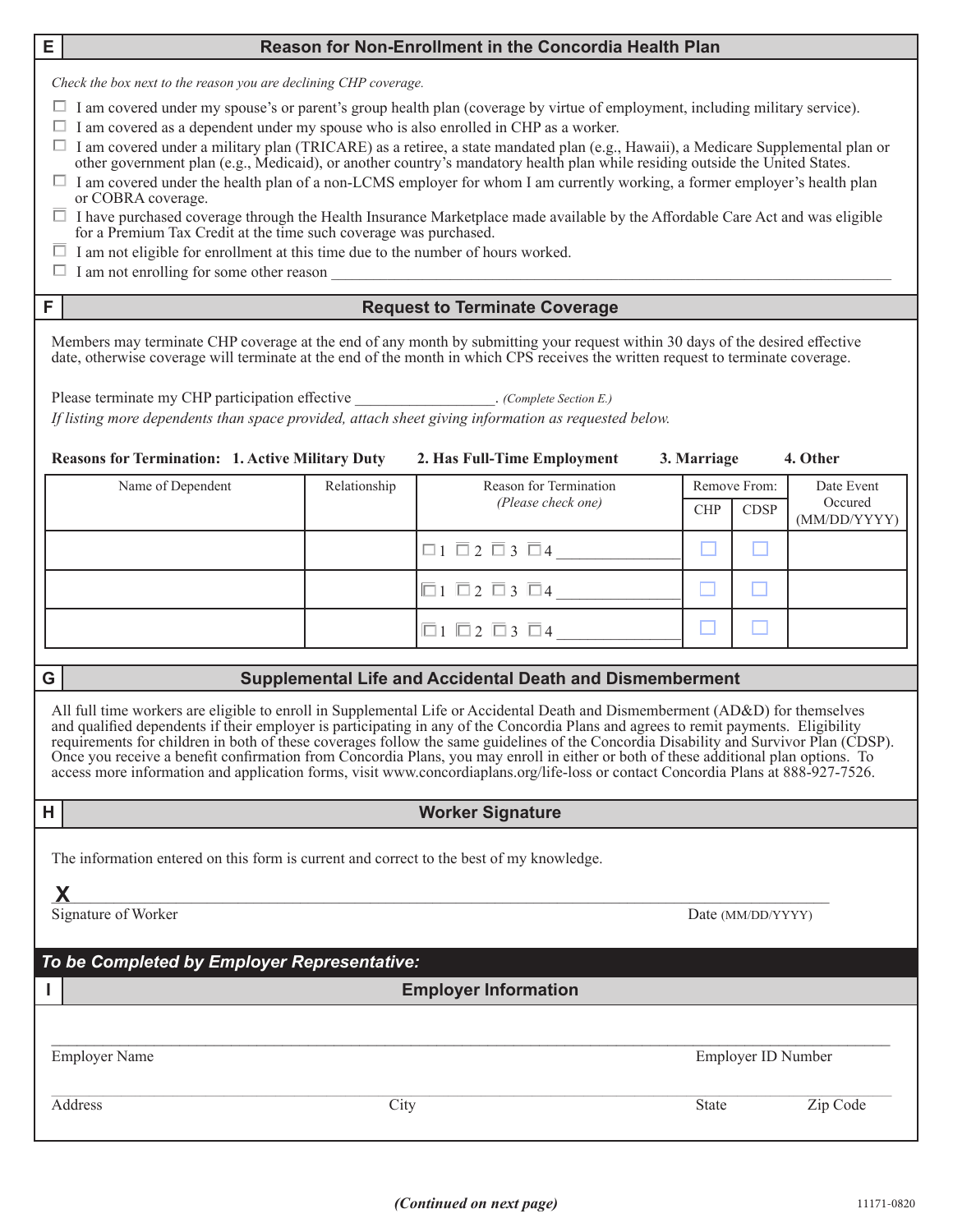## E — Reason for Non-Enrollment in the Concordia Health Plan

*Check the box next to the reason you are declining CHP coverage.*

- ☐ I am covered under my spouse's or parent's group health plan (coverage by virtue of employment, including military service).
- ☐ I am covered as a dependent under my spouse who is also enrolled in CHP as a worker.
- ☐ I am covered under a military plan (TRICARE) as a retiree, a state mandated plan (e.g., Hawaii), a Medicare Supplemental plan or other government plan (e.g., Medicaid), or another country's mandatory health plan while residing outside the United States.
- ☐ I am covered under the health plan of a non-LCMS employer for whom I am currently working, a former employer's health plan or COBRA coverage.
- ☐ I have purchased coverage through the Health Insurance Marketplace made available by the Affordable Care Act and was eligible for a Premium Tax Credit at the time such coverage was purchased.
- ☐ I am not eligible for enrollment at this time due to the number of hours worked.
- ☐ I am not enrolling for some other reason ____________________

## F — Request to Terminate Coverage

Members may terminate CHP coverage at the end of any month by submitting your request within 30 days of the desired effective date, otherwise coverage will terminate at the end of the month in which CPS receives the written request to terminate coverage.

Please terminate my CHP participation effective ________________. *(Complete Section E.)*

*If listing more dependents than space provided, attach sheet giving information as requested below.*

**Reasons for Termination: 1. Active Military Duty 2. Has Full-Time Employment 3. Marriage 4. Other**

| Name of Dependent | Relationship | Reason for Termination *(Please check one)* | Remove From: | | Date Event Occured (MM/DD/YYYY) |
|---|---|---|---|---|---|
| | | | CHP | CDSP | |
| | | ☐1 ☐2 ☐3 ☐4 ________ | ☐ | ☐ | |
| | | ☐1 ☐2 ☐3 ☐4 ________ | ☐ | ☐ | |
| | | ☐1 ☐2 ☐3 ☐4 ________ | ☐ | ☐ | |

## G — Supplemental Life and Accidental Death and Dismemberment

All full time workers are eligible to enroll in Supplemental Life or Accidental Death and Dismemberment (AD&D) for themselves and qualified dependents if their employer is participating in any of the Concordia Plans and agrees to remit payments. Eligibility requirements for children in both of these coverages follow the same guidelines of the Concordia Disability and Survivor Plan (CDSP). Once you receive a benefit confirmation from Concordia Plans, you may enroll in either or both of these additional plan options. To access more information and application forms, visit www.concordiaplans.org/life-loss or contact Concordia Plans at 888-927-7526.

## H — Worker Signature

The information entered on this form is current and correct to the best of my knowledge.

**X** ______________________________

Signature of Worker Date (MM/DD/YYYY)

### *To be Completed by Employer Representative:*

## I — Employer Information

______________________________

Employer Name Employer ID Number

______________________________

Address City State Zip Code

***(Continued on next page)***

11171-0820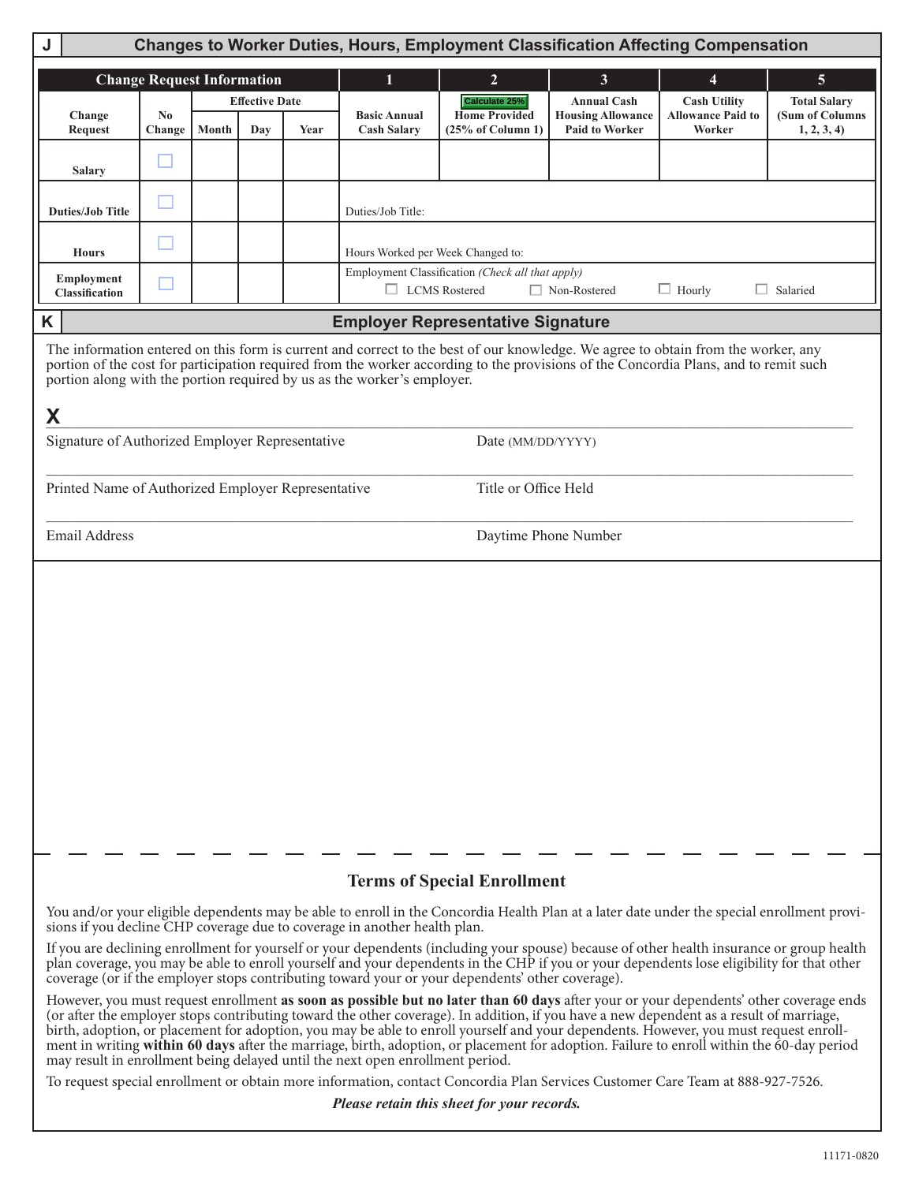## J Changes to Worker Duties, Hours, Employment Classification Affecting Compensation

| Change Request Information | | | | | 1 | 2 | 3 | 4 | 5 |
|---|---|---|---|---|---|---|---|---|---|
| Change Request | No Change | Effective Date Month | Day | Year | Basic Annual Cash Salary | Calculate 25% Home Provided (25% of Column 1) | Annual Cash Housing Allowance Paid to Worker | Cash Utility Allowance Paid to Worker | Total Salary (Sum of Columns 1, 2, 3, 4) |
| Salary | ☐ | | | | | | | | |
| Duties/Job Title | ☐ | | | | Duties/Job Title: | | | | |
| Hours | ☐ | | | | Hours Worked per Week Changed to: | | | | |
| Employment Classification | ☐ | | | | Employment Classification *(Check all that apply)* ☐ LCMS Rostered ☐ Non-Rostered ☐ Hourly ☐ Salaried | | | | |

## K Employer Representative Signature

The information entered on this form is current and correct to the best of our knowledge. We agree to obtain from the worker, any portion of the cost for participation required from the worker according to the provisions of the Concordia Plans, and to remit such portion along with the portion required by us as the worker's employer.

**X** ______________________________

Signature of Authorized Employer Representative    Date (MM/DD/YYYY)

______________________________

Printed Name of Authorized Employer Representative    Title or Office Held

______________________________

Email Address    Daytime Phone Number

---

## Terms of Special Enrollment

You and/or your eligible dependents may be able to enroll in the Concordia Health Plan at a later date under the special enrollment provisions if you decline CHP coverage due to coverage in another health plan.

If you are declining enrollment for yourself or your dependents (including your spouse) because of other health insurance or group health plan coverage, you may be able to enroll yourself and your dependents in the CHP if you or your dependents lose eligibility for that other coverage (or if the employer stops contributing toward your or your dependents' other coverage).

However, you must request enrollment **as soon as possible but no later than 60 days** after your or your dependents' other coverage ends (or after the employer stops contributing toward the other coverage). In addition, if you have a new dependent as a result of marriage, birth, adoption, or placement for adoption, you may be able to enroll yourself and your dependents. However, you must request enrollment in writing **within 60 days** after the marriage, birth, adoption, or placement for adoption. Failure to enroll within the 60-day period may result in enrollment being delayed until the next open enrollment period.

To request special enrollment or obtain more information, contact Concordia Plan Services Customer Care Team at 888-927-7526.

***Please retain this sheet for your records.***

11171-0820